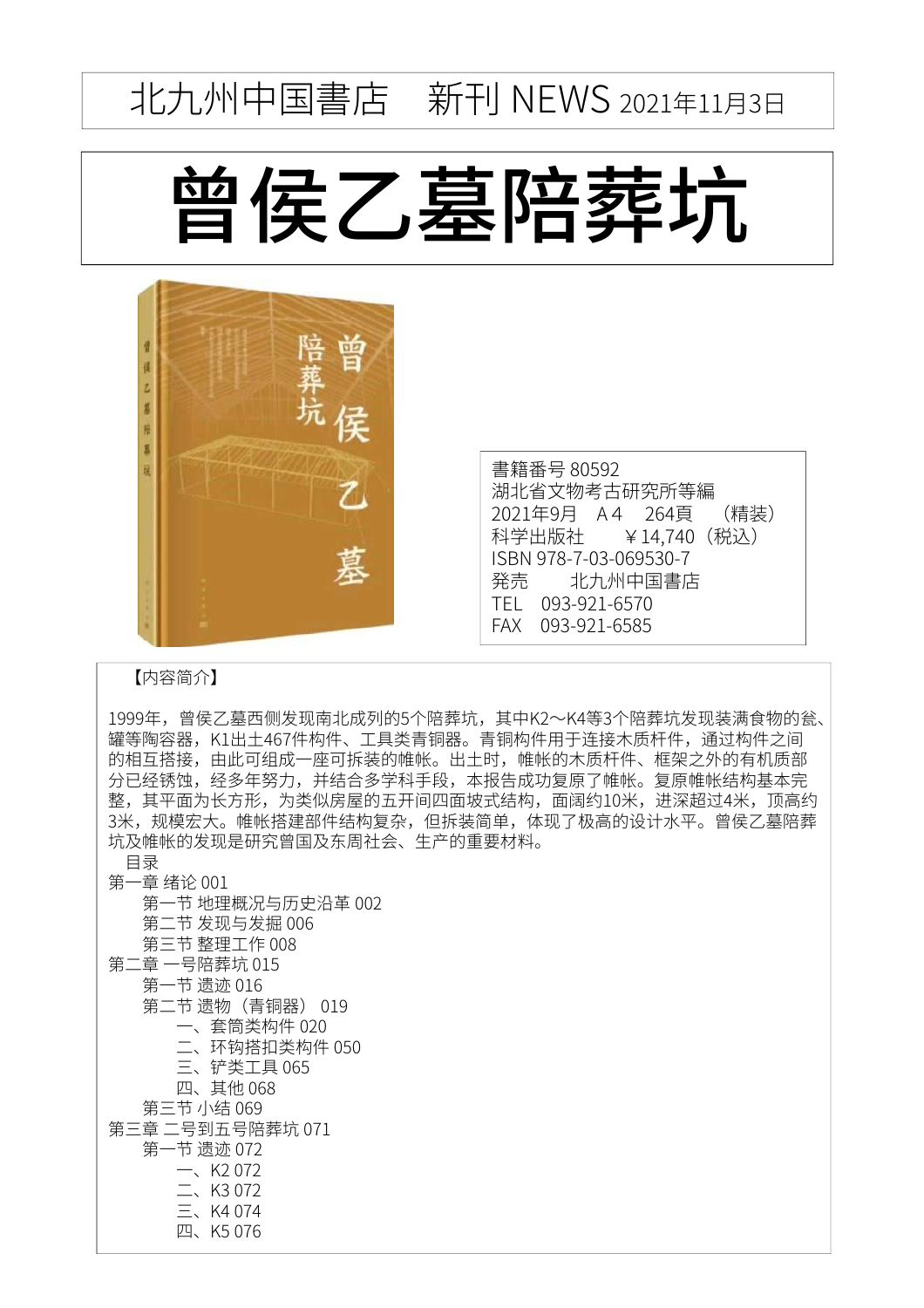北九州中国書店　新刊 NEWS 2021年11月3日

# 曾侯乙墓陪葬坑

書籍番号 80592
湖北省文物考古研究所等編
2021年9月　A４　264頁　（精装）
科学出版社　　￥14,740（税込）
ISBN 978-7-03-069530-7
発売　　北九州中国書店
TEL　093-921-6570
FAX　093-921-6585

【内容简介】

1999年，曾侯乙墓西侧发现南北成列的5个陪葬坑，其中K2～K4等3个陪葬坑发现装满食物的瓮、罐等陶容器，K1出土467件构件、工具类青铜器。青铜构件用于连接木质杆件，通过构件之间的相互搭接，由此可组成一座可拆装的帷帐。出土时，帷帐的木质杆件、框架之外的有机质部分已经锈蚀，经多年努力，并结合多学科手段，本报告成功复原了帷帐。复原帷帐结构基本完整，其平面为长方形，为类似房屋的五开间四面坡式结构，面阔约10米，进深超过4米，顶高约3米，规模宏大。帷帐搭建部件结构复杂，但拆装简单，体现了极高的设计水平。曾侯乙墓陪葬坑及帷帐的发现是研究曾国及东周社会、生产的重要材料。

目录

第一章 绪论 001
- 第一节 地理概况与历史沿革 002
- 第二节 发现与发掘 006
- 第三节 整理工作 008

第二章 一号陪葬坑 015
- 第一节 遗迹 016
- 第二节 遗物（青铜器） 019
  - 一、套筒类构件 020
  - 二、环钩搭扣类构件 050
  - 三、铲类工具 065
  - 四、其他 068
- 第三节 小结 069

第三章 二号到五号陪葬坑 071
- 第一节 遗迹 072
  - 一、K2 072
  - 二、K3 072
  - 三、K4 074
  - 四、K5 076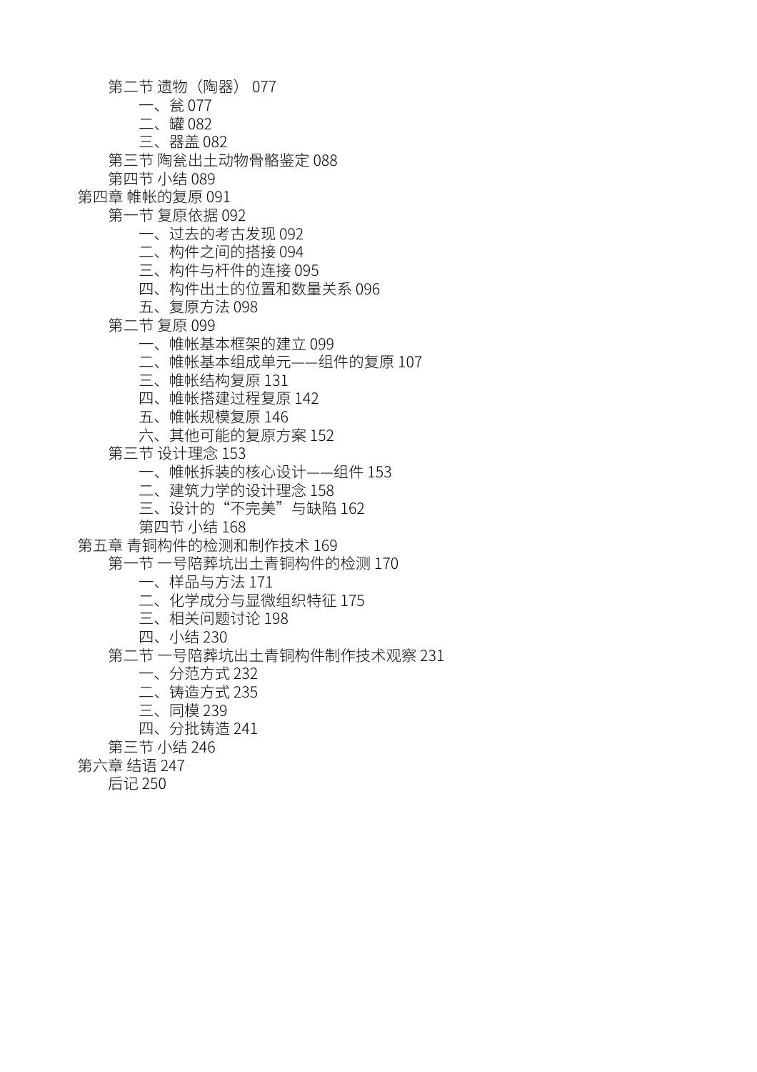第二节 遗物（陶器） 077

一、瓮 077

二、罐 082

三、器盖 082

第三节 陶瓮出土动物骨骼鉴定 088

第四节 小结 089

第四章 帷帐的复原 091

第一节 复原依据 092

一、过去的考古发现 092

二、构件之间的搭接 094

三、构件与杆件的连接 095

四、构件出土的位置和数量关系 096

五、复原方法 098

第二节 复原 099

一、帷帐基本框架的建立 099

二、帷帐基本组成单元——组件的复原 107

三、帷帐结构复原 131

四、帷帐搭建过程复原 142

五、帷帐规模复原 146

六、其他可能的复原方案 152

第三节 设计理念 153

一、帷帐拆装的核心设计——组件 153

二、建筑力学的设计理念 158

三、设计的“不完美”与缺陷 162

第四节 小结 168

第五章 青铜构件的检测和制作技术 169

第一节 一号陪葬坑出土青铜构件的检测 170

一、样品与方法 171

二、化学成分与显微组织特征 175

三、相关问题讨论 198

四、小结 230

第二节 一号陪葬坑出土青铜构件制作技术观察 231

一、分范方式 232

二、铸造方式 235

三、同模 239

四、分批铸造 241

第三节 小结 246

第六章 结语 247

后记 250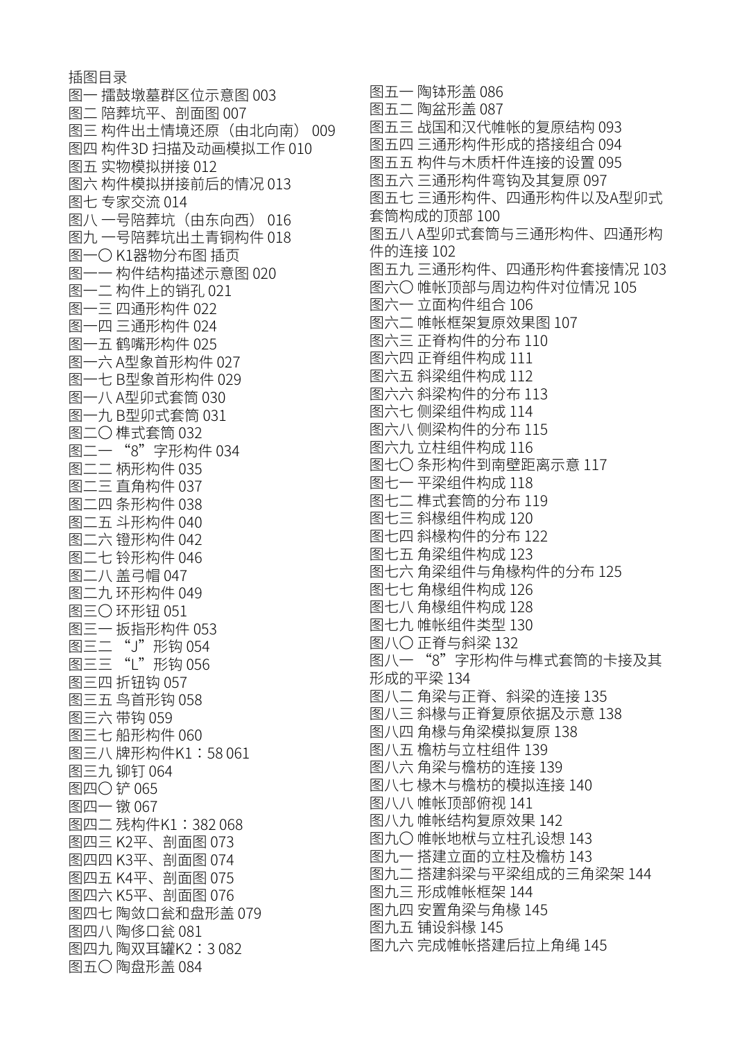# 插图目录

图一 擂鼓墩墓群区位示意图 003
图二 陪葬坑平、剖面图 007
图三 构件出土情境还原（由北向南） 009
图四 构件3D 扫描及动画模拟工作 010
图五 实物模拟拼接 012
图六 构件模拟拼接前后的情况 013
图七 专家交流 014
图八 一号陪葬坑（由东向西） 016
图九 一号陪葬坑出土青铜构件 018
图一〇 K1器物分布图 插页
图一一 构件结构描述示意图 020
图一二 构件上的销孔 021
图一三 四通形构件 022
图一四 三通形构件 024
图一五 鹤嘴形构件 025
图一六 A型象首形构件 027
图一七 B型象首形构件 029
图一八 A型卯式套筒 030
图一九 B型卯式套筒 031
图二〇 榫式套筒 032
图二一 “8”字形构件 034
图二二 柄形构件 035
图二三 直角构件 037
图二四 条形构件 038
图二五 斗形构件 040
图二六 镫形构件 042
图二七 铃形构件 046
图二八 盖弓帽 047
图二九 环形构件 049
图三〇 环形钮 051
图三一 扳指形构件 053
图三二 “J”形钩 054
图三三 “L”形钩 056
图三四 折钮钩 057
图三五 鸟首形钩 058
图三六 带钩 059
图三七 船形构件 060
图三八 牌形构件K1：58 061
图三九 铆钉 064
图四〇 铲 065
图四一 镦 067
图四二 残构件K1：382 068
图四三 K2平、剖面图 073
图四四 K3平、剖面图 074
图四五 K4平、剖面图 075
图四六 K5平、剖面图 076
图四七 陶敛口瓮和盘形盖 079
图四八 陶侈口瓮 081
图四九 陶双耳罐K2：3 082
图五〇 陶盘形盖 084
图五一 陶钵形盖 086
图五二 陶盆形盖 087
图五三 战国和汉代帷帐的复原结构 093
图五四 三通形构件形成的搭接组合 094
图五五 构件与木质杆件连接的设置 095
图五六 三通形构件弯钩及其复原 097
图五七 三通形构件、四通形构件以及A型卯式套筒构成的顶部 100
图五八 A型卯式套筒与三通形构件、四通形构件的连接 102
图五九 三通形构件、四通形构件套接情况 103
图六〇 帷帐顶部与周边构件对位情况 105
图六一 立面构件组合 106
图六二 帷帐框架复原效果图 107
图六三 正脊构件的分布 110
图六四 正脊组件构成 111
图六五 斜梁组件构成 112
图六六 斜梁构件的分布 113
图六七 侧梁组件构成 114
图六八 侧梁构件的分布 115
图六九 立柱组件构成 116
图七〇 条形构件到南壁距离示意 117
图七一 平梁组件构成 118
图七二 榫式套筒的分布 119
图七三 斜椽组件构成 120
图七四 斜椽构件的分布 122
图七五 角梁组件构成 123
图七六 角梁组件与角椽构件的分布 125
图七七 角椽组件构成 126
图七八 角椽组件构成 128
图七九 帷帐组件类型 130
图八〇 正脊与斜梁 132
图八一 “8”字形构件与榫式套筒的卡接及其形成的平梁 134
图八二 角梁与正脊、斜梁的连接 135
图八三 斜椽与正脊复原依据及示意 138
图八四 角椽与角梁模拟复原 138
图八五 檐枋与立柱组件 139
图八六 角梁与檐枋的连接 139
图八七 椽木与檐枋的模拟连接 140
图八八 帷帐顶部俯视 141
图八九 帷帐结构复原效果 142
图九〇 帷帐地栿与立柱孔设想 143
图九一 搭建立面的立柱及檐枋 143
图九二 搭建斜梁与平梁组成的三角梁架 144
图九三 形成帷帐框架 144
图九四 安置角梁与角椽 145
图九五 铺设斜椽 145
图九六 完成帷帐搭建后拉上角绳 145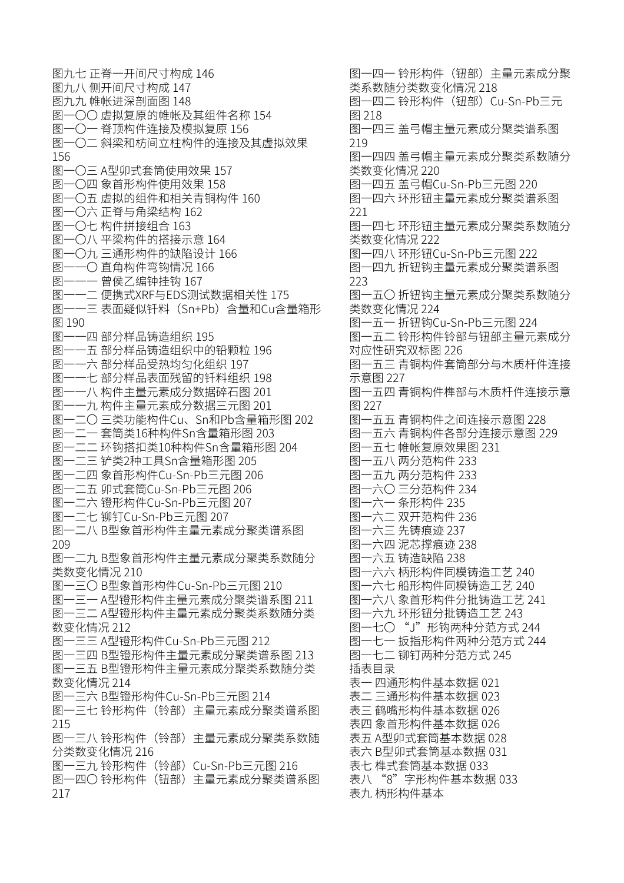图九七 正脊一开间尺寸构成 146
图九八 侧开间尺寸构成 147
图九九 帷帐进深剖面图 148
图一〇〇 虚拟复原的帷帐及其组件名称 154
图一〇一 脊顶构件连接及模拟复原 156
图一〇二 斜梁和枋间立柱构件的连接及其虚拟效果 156
图一〇三 A型卯式套筒使用效果 157
图一〇四 象首形构件使用效果 158
图一〇五 虚拟的组件和相关青铜构件 160
图一〇六 正脊与角梁结构 162
图一〇七 构件拼接组合 163
图一〇八 平梁构件的搭接示意 164
图一〇九 三通形构件的缺陷设计 166
图一一〇 直角构件弯钩情况 166
图一一一 曾侯乙编钟挂钩 167
图一一二 便携式XRF与EDS测试数据相关性 175
图一一三 表面疑似钎料（Sn+Pb）含量和Cu含量箱形图 190
图一一四 部分样品铸造组织 195
图一一五 部分样品铸造组织中的铅颗粒 196
图一一六 部分样品受热均匀化组织 197
图一一七 部分样品表面残留的钎料组织 198
图一一八 构件主量元素成分数据碎石图 201
图一一九 构件主量元素成分数据三元图 201
图一二〇 三类功能构件Cu、Sn和Pb含量箱形图 202
图一二一 套筒类16种构件Sn含量箱形图 203
图一二二 环钩搭扣类10种构件Sn含量箱形图 204
图一二三 铲类2种工具Sn含量箱形图 205
图一二四 象首形构件Cu-Sn-Pb三元图 206
图一二五 卯式套筒Cu-Sn-Pb三元图 206
图一二六 镫形构件Cu-Sn-Pb三元图 207
图一二七 铆钉Cu-Sn-Pb三元图 207
图一二八 B型象首形构件主量元素成分聚类谱系图 209
图一二九 B型象首形构件主量元素成分聚类系数随分类数变化情况 210
图一三〇 B型象首形构件Cu-Sn-Pb三元图 210
图一三一 A型镫形构件主量元素成分聚类谱系图 211
图一三二 A型镫形构件主量元素成分聚类系数随分类数变化情况 212
图一三三 A型镫形构件Cu-Sn-Pb三元图 212
图一三四 B型镫形构件主量元素成分聚类谱系图 213
图一三五 B型镫形构件主量元素成分聚类系数随分类数变化情况 214
图一三六 B型镫形构件Cu-Sn-Pb三元图 214
图一三七 铃形构件（铃部）主量元素成分聚类谱系图 215
图一三八 铃形构件（铃部）主量元素成分聚类系数随分类数变化情况 216
图一三九 铃形构件（铃部）Cu-Sn-Pb三元图 216
图一四〇 铃形构件（钮部）主量元素成分聚类谱系图 217
图一四一 铃形构件（钮部）主量元素成分聚类系数随分类数变化情况 218
图一四二 铃形构件（钮部）Cu-Sn-Pb三元图 218
图一四三 盖弓帽主量元素成分聚类谱系图 219
图一四四 盖弓帽主量元素成分聚类系数随分类数变化情况 220
图一四五 盖弓帽Cu-Sn-Pb三元图 220
图一四六 环形钮主量元素成分聚类谱系图 221
图一四七 环形钮主量元素成分聚类系数随分类数变化情况 222
图一四八 环形钮Cu-Sn-Pb三元图 222
图一四九 折钮钩主量元素成分聚类谱系图 223
图一五〇 折钮钩主量元素成分聚类系数随分类数变化情况 224
图一五一 折钮钩Cu-Sn-Pb三元图 224
图一五二 铃形构件铃部与钮部主量元素成分对应性研究双标图 226
图一五三 青铜构件套筒部分与木质杆件连接示意图 227
图一五四 青铜构件榫部与木质杆件连接示意图 227
图一五五 青铜构件之间连接示意图 228
图一五六 青铜构件各部分连接示意图 229
图一五七 帷帐复原效果图 231
图一五八 两分范构件 233
图一五九 两分范构件 233
图一六〇 三分范构件 234
图一六一 条形构件 235
图一六二 双开范构件 236
图一六三 先铸痕迹 237
图一六四 泥芯撑痕迹 238
图一六五 铸造缺陷 238
图一六六 柄形构件同模铸造工艺 240
图一六七 船形构件同模铸造工艺 240
图一六八 象首形构件分批铸造工艺 241
图一六九 环形钮分批铸造工艺 243
图一七〇 “J”形钩两种分范方式 244
图一七一 扳指形构件两种分范方式 244
图一七二 铆钉两种分范方式 245

插表目录

表一 四通形构件基本数据 021
表二 三通形构件基本数据 023
表三 鹤嘴形构件基本数据 026
表四 象首形构件基本数据 026
表五 A型卯式套筒基本数据 028
表六 B型卯式套筒基本数据 031
表七 榫式套筒基本数据 033
表八 “8”字形构件基本数据 033
表九 柄形构件基本